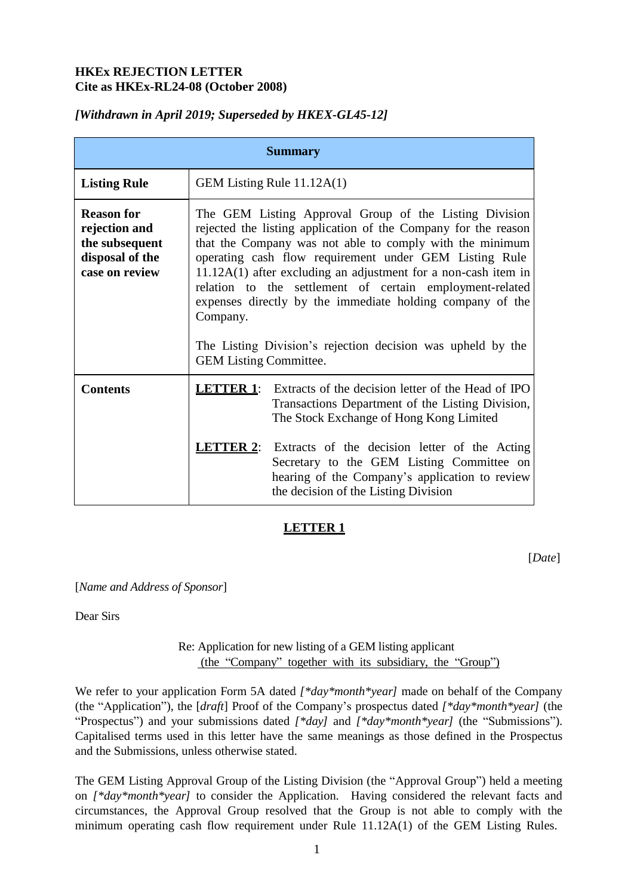**HKEx REJECTION LETTER**
**Cite as HKEx-RL24-08 (October 2008)**

***[Withdrawn in April 2019; Superseded by HKEX-GL45-12]***

| **Summary** | |
|---|---|
| **Listing Rule** | GEM Listing Rule 11.12A(1) |
| **Reason for rejection and the subsequent disposal of the case on review** | The GEM Listing Approval Group of the Listing Division rejected the listing application of the Company for the reason that the Company was not able to comply with the minimum operating cash flow requirement under GEM Listing Rule 11.12A(1) after excluding an adjustment for a non-cash item in relation to the settlement of certain employment-related expenses directly by the immediate holding company of the Company.<br><br>The Listing Division's rejection decision was upheld by the GEM Listing Committee. |
| **Contents** | **LETTER 1**: Extracts of the decision letter of the Head of IPO Transactions Department of the Listing Division, The Stock Exchange of Hong Kong Limited<br><br>**LETTER 2**: Extracts of the decision letter of the Acting Secretary to the GEM Listing Committee on hearing of the Company's application to review the decision of the Listing Division |

## LETTER 1

[*Date*]

[*Name and Address of Sponsor*]

Dear Sirs

Re: Application for new listing of a GEM listing applicant
(the "Company" together with its subsidiary, the "Group")

We refer to your application Form 5A dated *[\*day\*month\*year]* made on behalf of the Company (the "Application"), the [*draft*] Proof of the Company's prospectus dated *[\*day\*month\*year]* (the "Prospectus") and your submissions dated *[\*day]* and *[\*day\*month\*year]* (the "Submissions"). Capitalised terms used in this letter have the same meanings as those defined in the Prospectus and the Submissions, unless otherwise stated.

The GEM Listing Approval Group of the Listing Division (the "Approval Group") held a meeting on *[\*day\*month\*year]* to consider the Application. Having considered the relevant facts and circumstances, the Approval Group resolved that the Group is not able to comply with the minimum operating cash flow requirement under Rule 11.12A(1) of the GEM Listing Rules.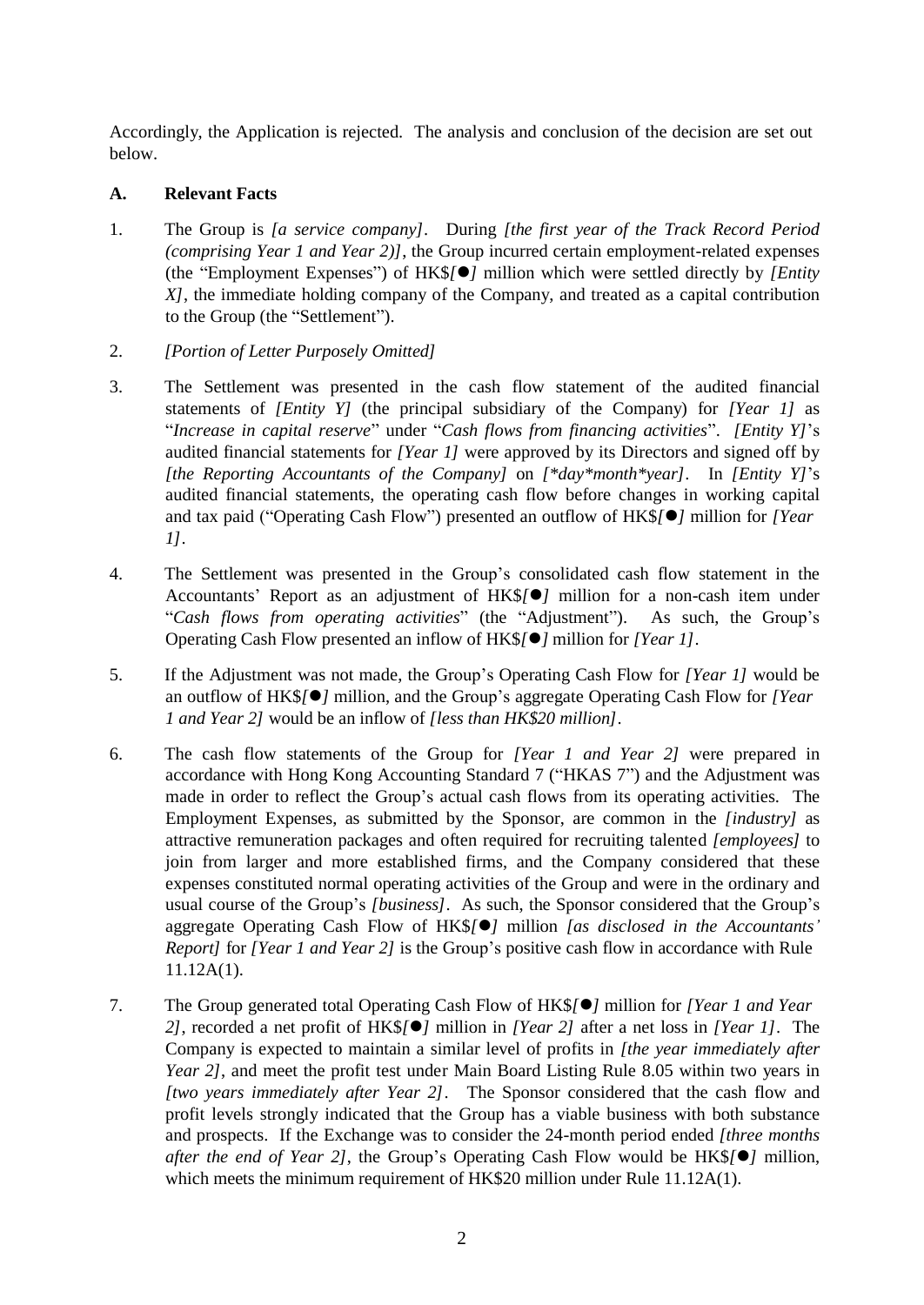Accordingly, the Application is rejected. The analysis and conclusion of the decision are set out below.

## A. Relevant Facts

1. The Group is *[a service company]*. During *[the first year of the Track Record Period (comprising Year 1 and Year 2)]*, the Group incurred certain employment-related expenses (the "Employment Expenses") of HK$*[●]* million which were settled directly by *[Entity X]*, the immediate holding company of the Company, and treated as a capital contribution to the Group (the "Settlement").

2. *[Portion of Letter Purposely Omitted]*

3. The Settlement was presented in the cash flow statement of the audited financial statements of *[Entity Y]* (the principal subsidiary of the Company) for *[Year 1]* as "*Increase in capital reserve*" under "*Cash flows from financing activities*". *[Entity Y]*'s audited financial statements for *[Year 1]* were approved by its Directors and signed off by *[the Reporting Accountants of the Company]* on *[*day*month*year]*. In *[Entity Y]*'s audited financial statements, the operating cash flow before changes in working capital and tax paid ("Operating Cash Flow") presented an outflow of HK$*[●]* million for *[Year 1]*.

4. The Settlement was presented in the Group's consolidated cash flow statement in the Accountants' Report as an adjustment of HK$*[●]* million for a non-cash item under "*Cash flows from operating activities*" (the "Adjustment"). As such, the Group's Operating Cash Flow presented an inflow of HK$*[●]* million for *[Year 1]*.

5. If the Adjustment was not made, the Group's Operating Cash Flow for *[Year 1]* would be an outflow of HK$*[●]* million, and the Group's aggregate Operating Cash Flow for *[Year 1 and Year 2]* would be an inflow of *[less than HK$20 million]*.

6. The cash flow statements of the Group for *[Year 1 and Year 2]* were prepared in accordance with Hong Kong Accounting Standard 7 ("HKAS 7") and the Adjustment was made in order to reflect the Group's actual cash flows from its operating activities. The Employment Expenses, as submitted by the Sponsor, are common in the *[industry]* as attractive remuneration packages and often required for recruiting talented *[employees]* to join from larger and more established firms, and the Company considered that these expenses constituted normal operating activities of the Group and were in the ordinary and usual course of the Group's *[business]*. As such, the Sponsor considered that the Group's aggregate Operating Cash Flow of HK$*[●]* million *[as disclosed in the Accountants' Report]* for *[Year 1 and Year 2]* is the Group's positive cash flow in accordance with Rule 11.12A(1).

7. The Group generated total Operating Cash Flow of HK$*[●]* million for *[Year 1 and Year 2]*, recorded a net profit of HK$*[●]* million in *[Year 2]* after a net loss in *[Year 1]*. The Company is expected to maintain a similar level of profits in *[the year immediately after Year 2]*, and meet the profit test under Main Board Listing Rule 8.05 within two years in *[two years immediately after Year 2]*. The Sponsor considered that the cash flow and profit levels strongly indicated that the Group has a viable business with both substance and prospects. If the Exchange was to consider the 24-month period ended *[three months after the end of Year 2]*, the Group's Operating Cash Flow would be HK$*[●]* million, which meets the minimum requirement of HK$20 million under Rule 11.12A(1).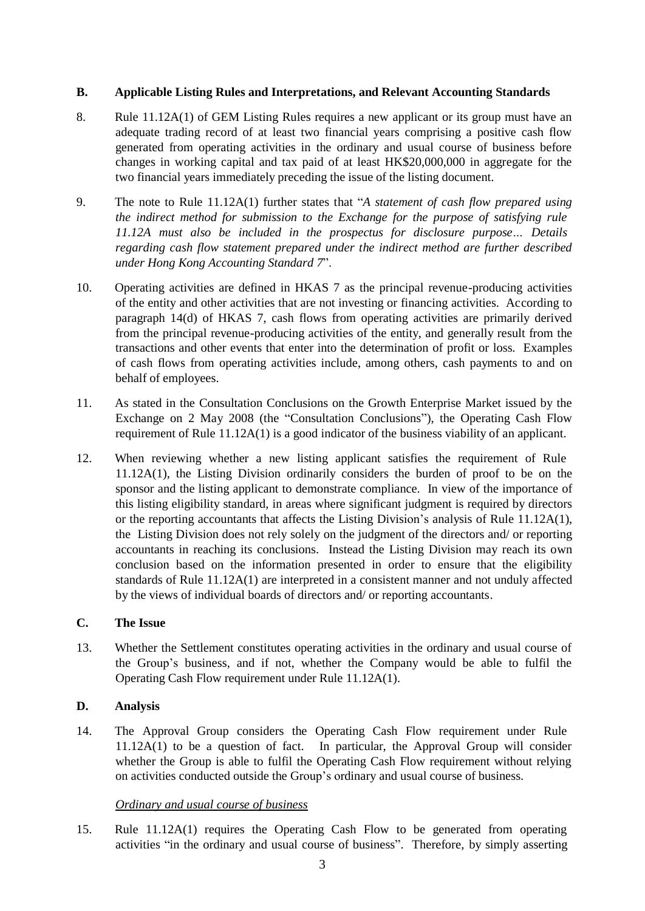## B. Applicable Listing Rules and Interpretations, and Relevant Accounting Standards

8. Rule 11.12A(1) of GEM Listing Rules requires a new applicant or its group must have an adequate trading record of at least two financial years comprising a positive cash flow generated from operating activities in the ordinary and usual course of business before changes in working capital and tax paid of at least HK$20,000,000 in aggregate for the two financial years immediately preceding the issue of the listing document.

9. The note to Rule 11.12A(1) further states that "*A statement of cash flow prepared using the indirect method for submission to the Exchange for the purpose of satisfying rule 11.12A must also be included in the prospectus for disclosure purpose… Details regarding cash flow statement prepared under the indirect method are further described under Hong Kong Accounting Standard 7*".

10. Operating activities are defined in HKAS 7 as the principal revenue-producing activities of the entity and other activities that are not investing or financing activities. According to paragraph 14(d) of HKAS 7, cash flows from operating activities are primarily derived from the principal revenue-producing activities of the entity, and generally result from the transactions and other events that enter into the determination of profit or loss. Examples of cash flows from operating activities include, among others, cash payments to and on behalf of employees.

11. As stated in the Consultation Conclusions on the Growth Enterprise Market issued by the Exchange on 2 May 2008 (the "Consultation Conclusions"), the Operating Cash Flow requirement of Rule 11.12A(1) is a good indicator of the business viability of an applicant.

12. When reviewing whether a new listing applicant satisfies the requirement of Rule 11.12A(1), the Listing Division ordinarily considers the burden of proof to be on the sponsor and the listing applicant to demonstrate compliance. In view of the importance of this listing eligibility standard, in areas where significant judgment is required by directors or the reporting accountants that affects the Listing Division's analysis of Rule 11.12A(1), the Listing Division does not rely solely on the judgment of the directors and/ or reporting accountants in reaching its conclusions. Instead the Listing Division may reach its own conclusion based on the information presented in order to ensure that the eligibility standards of Rule 11.12A(1) are interpreted in a consistent manner and not unduly affected by the views of individual boards of directors and/ or reporting accountants.

## C. The Issue

13. Whether the Settlement constitutes operating activities in the ordinary and usual course of the Group's business, and if not, whether the Company would be able to fulfil the Operating Cash Flow requirement under Rule 11.12A(1).

## D. Analysis

14. The Approval Group considers the Operating Cash Flow requirement under Rule 11.12A(1) to be a question of fact. In particular, the Approval Group will consider whether the Group is able to fulfil the Operating Cash Flow requirement without relying on activities conducted outside the Group's ordinary and usual course of business.

*Ordinary and usual course of business*

15. Rule 11.12A(1) requires the Operating Cash Flow to be generated from operating activities "in the ordinary and usual course of business". Therefore, by simply asserting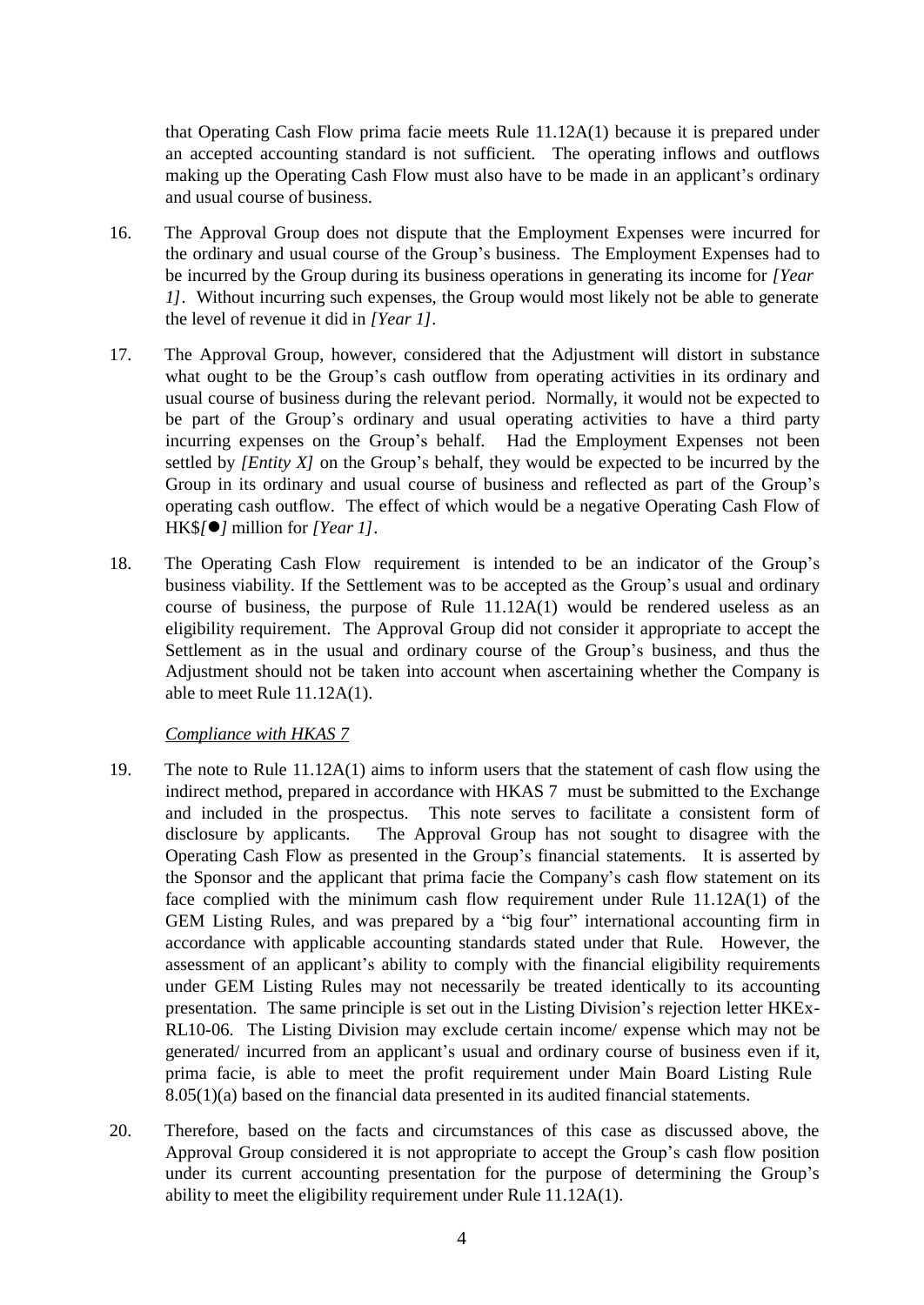that Operating Cash Flow prima facie meets Rule 11.12A(1) because it is prepared under an accepted accounting standard is not sufficient. The operating inflows and outflows making up the Operating Cash Flow must also have to be made in an applicant's ordinary and usual course of business.

16. The Approval Group does not dispute that the Employment Expenses were incurred for the ordinary and usual course of the Group's business. The Employment Expenses had to be incurred by the Group during its business operations in generating its income for *[Year 1]*. Without incurring such expenses, the Group would most likely not be able to generate the level of revenue it did in *[Year 1]*.

17. The Approval Group, however, considered that the Adjustment will distort in substance what ought to be the Group's cash outflow from operating activities in its ordinary and usual course of business during the relevant period. Normally, it would not be expected to be part of the Group's ordinary and usual operating activities to have a third party incurring expenses on the Group's behalf. Had the Employment Expenses not been settled by *[Entity X]* on the Group's behalf, they would be expected to be incurred by the Group in its ordinary and usual course of business and reflected as part of the Group's operating cash outflow. The effect of which would be a negative Operating Cash Flow of HK$*[●]* million for *[Year 1]*.

18. The Operating Cash Flow requirement is intended to be an indicator of the Group's business viability. If the Settlement was to be accepted as the Group's usual and ordinary course of business, the purpose of Rule 11.12A(1) would be rendered useless as an eligibility requirement. The Approval Group did not consider it appropriate to accept the Settlement as in the usual and ordinary course of the Group's business, and thus the Adjustment should not be taken into account when ascertaining whether the Company is able to meet Rule 11.12A(1).

*Compliance with HKAS 7*

19. The note to Rule 11.12A(1) aims to inform users that the statement of cash flow using the indirect method, prepared in accordance with HKAS 7 must be submitted to the Exchange and included in the prospectus. This note serves to facilitate a consistent form of disclosure by applicants. The Approval Group has not sought to disagree with the Operating Cash Flow as presented in the Group's financial statements. It is asserted by the Sponsor and the applicant that prima facie the Company's cash flow statement on its face complied with the minimum cash flow requirement under Rule 11.12A(1) of the GEM Listing Rules, and was prepared by a "big four" international accounting firm in accordance with applicable accounting standards stated under that Rule. However, the assessment of an applicant's ability to comply with the financial eligibility requirements under GEM Listing Rules may not necessarily be treated identically to its accounting presentation. The same principle is set out in the Listing Division's rejection letter HKEx-RL10-06. The Listing Division may exclude certain income/ expense which may not be generated/ incurred from an applicant's usual and ordinary course of business even if it, prima facie, is able to meet the profit requirement under Main Board Listing Rule 8.05(1)(a) based on the financial data presented in its audited financial statements.

20. Therefore, based on the facts and circumstances of this case as discussed above, the Approval Group considered it is not appropriate to accept the Group's cash flow position under its current accounting presentation for the purpose of determining the Group's ability to meet the eligibility requirement under Rule 11.12A(1).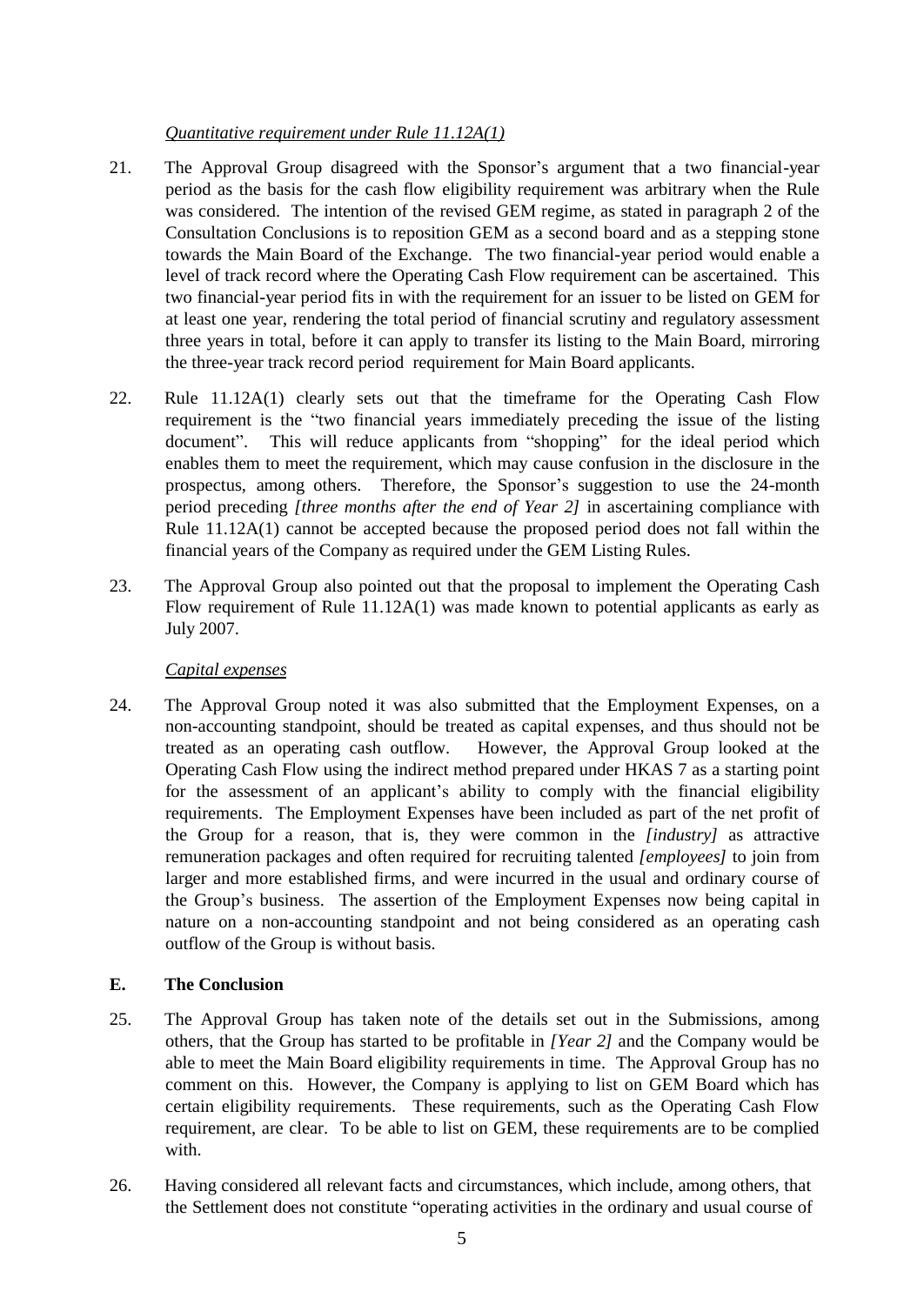*Quantitative requirement under Rule 11.12A(1)*

21. The Approval Group disagreed with the Sponsor's argument that a two financial-year period as the basis for the cash flow eligibility requirement was arbitrary when the Rule was considered. The intention of the revised GEM regime, as stated in paragraph 2 of the Consultation Conclusions is to reposition GEM as a second board and as a stepping stone towards the Main Board of the Exchange. The two financial-year period would enable a level of track record where the Operating Cash Flow requirement can be ascertained. This two financial-year period fits in with the requirement for an issuer to be listed on GEM for at least one year, rendering the total period of financial scrutiny and regulatory assessment three years in total, before it can apply to transfer its listing to the Main Board, mirroring the three-year track record period requirement for Main Board applicants.

22. Rule 11.12A(1) clearly sets out that the timeframe for the Operating Cash Flow requirement is the "two financial years immediately preceding the issue of the listing document". This will reduce applicants from "shopping" for the ideal period which enables them to meet the requirement, which may cause confusion in the disclosure in the prospectus, among others. Therefore, the Sponsor's suggestion to use the 24-month period preceding *[three months after the end of Year 2]* in ascertaining compliance with Rule 11.12A(1) cannot be accepted because the proposed period does not fall within the financial years of the Company as required under the GEM Listing Rules.

23. The Approval Group also pointed out that the proposal to implement the Operating Cash Flow requirement of Rule 11.12A(1) was made known to potential applicants as early as July 2007.

*Capital expenses*

24. The Approval Group noted it was also submitted that the Employment Expenses, on a non-accounting standpoint, should be treated as capital expenses, and thus should not be treated as an operating cash outflow. However, the Approval Group looked at the Operating Cash Flow using the indirect method prepared under HKAS 7 as a starting point for the assessment of an applicant's ability to comply with the financial eligibility requirements. The Employment Expenses have been included as part of the net profit of the Group for a reason, that is, they were common in the *[industry]* as attractive remuneration packages and often required for recruiting talented *[employees]* to join from larger and more established firms, and were incurred in the usual and ordinary course of the Group's business. The assertion of the Employment Expenses now being capital in nature on a non-accounting standpoint and not being considered as an operating cash outflow of the Group is without basis.

## E. The Conclusion

25. The Approval Group has taken note of the details set out in the Submissions, among others, that the Group has started to be profitable in *[Year 2]* and the Company would be able to meet the Main Board eligibility requirements in time. The Approval Group has no comment on this. However, the Company is applying to list on GEM Board which has certain eligibility requirements. These requirements, such as the Operating Cash Flow requirement, are clear. To be able to list on GEM, these requirements are to be complied with.

26. Having considered all relevant facts and circumstances, which include, among others, that the Settlement does not constitute "operating activities in the ordinary and usual course of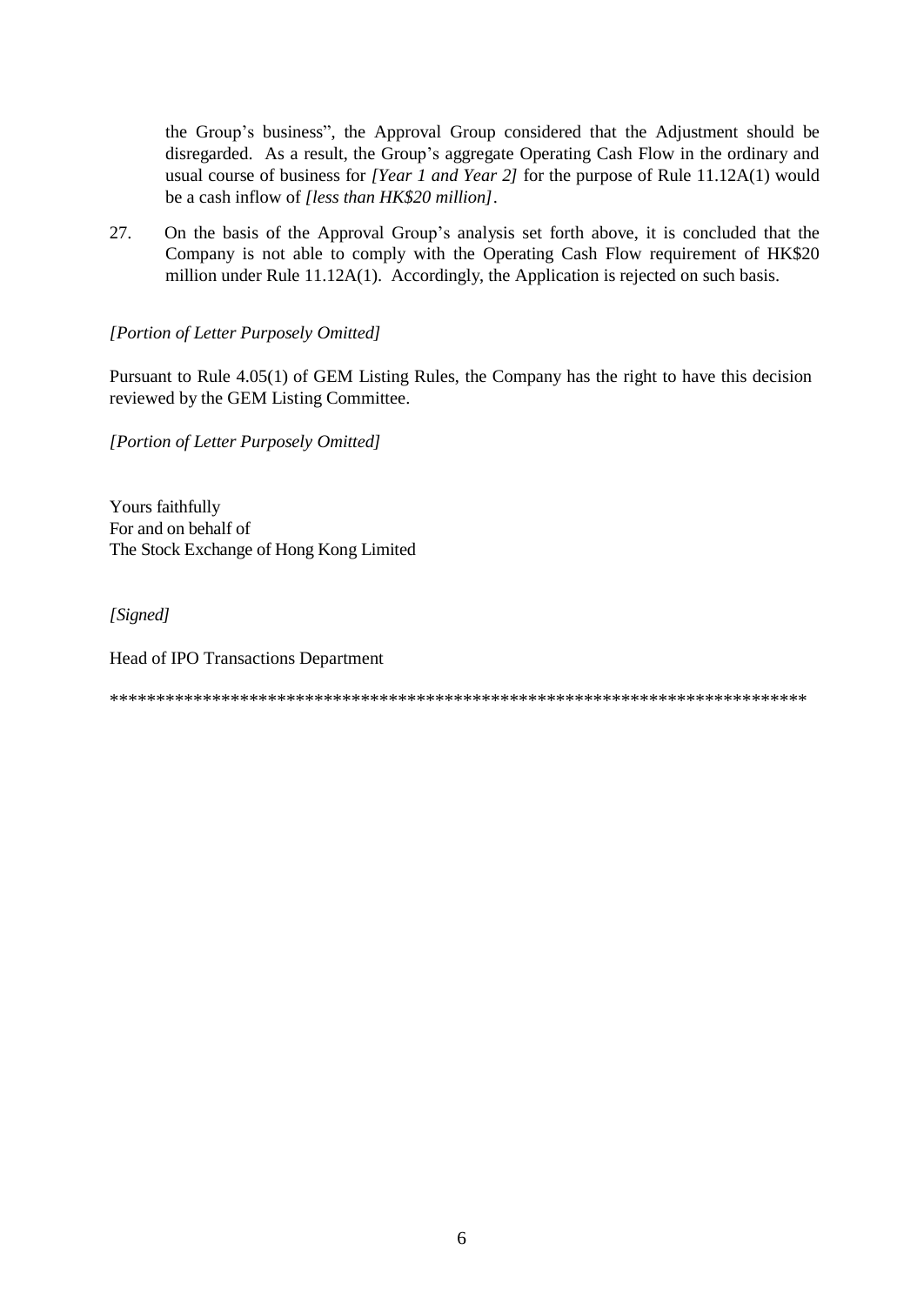the Group's business", the Approval Group considered that the Adjustment should be disregarded. As a result, the Group's aggregate Operating Cash Flow in the ordinary and usual course of business for *[Year 1 and Year 2]* for the purpose of Rule 11.12A(1) would be a cash inflow of *[less than HK$20 million]*.

27. On the basis of the Approval Group's analysis set forth above, it is concluded that the Company is not able to comply with the Operating Cash Flow requirement of HK$20 million under Rule 11.12A(1). Accordingly, the Application is rejected on such basis.

*[Portion of Letter Purposely Omitted]*

Pursuant to Rule 4.05(1) of GEM Listing Rules, the Company has the right to have this decision reviewed by the GEM Listing Committee.

*[Portion of Letter Purposely Omitted]*

Yours faithfully
For and on behalf of
The Stock Exchange of Hong Kong Limited

*[Signed]*

Head of IPO Transactions Department

*****************************************************************************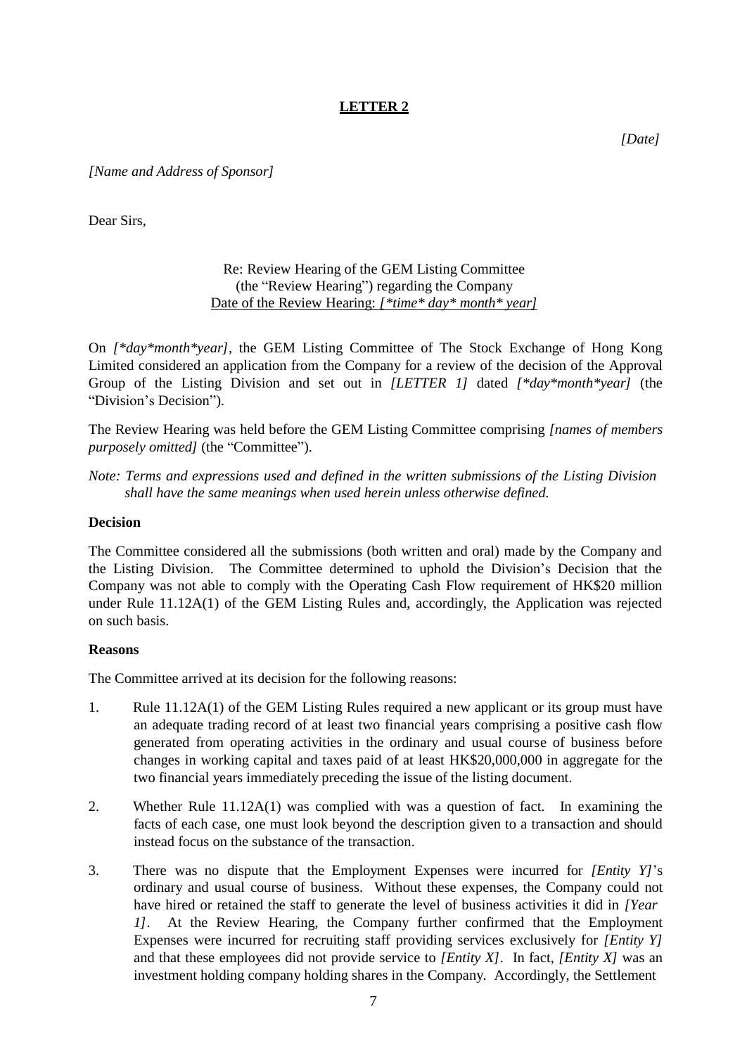**LETTER 2**

*[Date]*

*[Name and Address of Sponsor]*

Dear Sirs,

Re: Review Hearing of the GEM Listing Committee
(the "Review Hearing") regarding the Company
Date of the Review Hearing: *[*time* day* month* year]*

On *[*day*month*year]*, the GEM Listing Committee of The Stock Exchange of Hong Kong Limited considered an application from the Company for a review of the decision of the Approval Group of the Listing Division and set out in *[LETTER 1]* dated *[*day*month*year]* (the "Division's Decision").

The Review Hearing was held before the GEM Listing Committee comprising *[names of members purposely omitted]* (the "Committee").

*Note: Terms and expressions used and defined in the written submissions of the Listing Division shall have the same meanings when used herein unless otherwise defined.*

**Decision**

The Committee considered all the submissions (both written and oral) made by the Company and the Listing Division. The Committee determined to uphold the Division's Decision that the Company was not able to comply with the Operating Cash Flow requirement of HK$20 million under Rule 11.12A(1) of the GEM Listing Rules and, accordingly, the Application was rejected on such basis.

**Reasons**

The Committee arrived at its decision for the following reasons:

1. Rule 11.12A(1) of the GEM Listing Rules required a new applicant or its group must have an adequate trading record of at least two financial years comprising a positive cash flow generated from operating activities in the ordinary and usual course of business before changes in working capital and taxes paid of at least HK$20,000,000 in aggregate for the two financial years immediately preceding the issue of the listing document.

2. Whether Rule 11.12A(1) was complied with was a question of fact. In examining the facts of each case, one must look beyond the description given to a transaction and should instead focus on the substance of the transaction.

3. There was no dispute that the Employment Expenses were incurred for *[Entity Y]*'s ordinary and usual course of business. Without these expenses, the Company could not have hired or retained the staff to generate the level of business activities it did in *[Year 1]*. At the Review Hearing, the Company further confirmed that the Employment Expenses were incurred for recruiting staff providing services exclusively for *[Entity Y]* and that these employees did not provide service to *[Entity X]*. In fact, *[Entity X]* was an investment holding company holding shares in the Company. Accordingly, the Settlement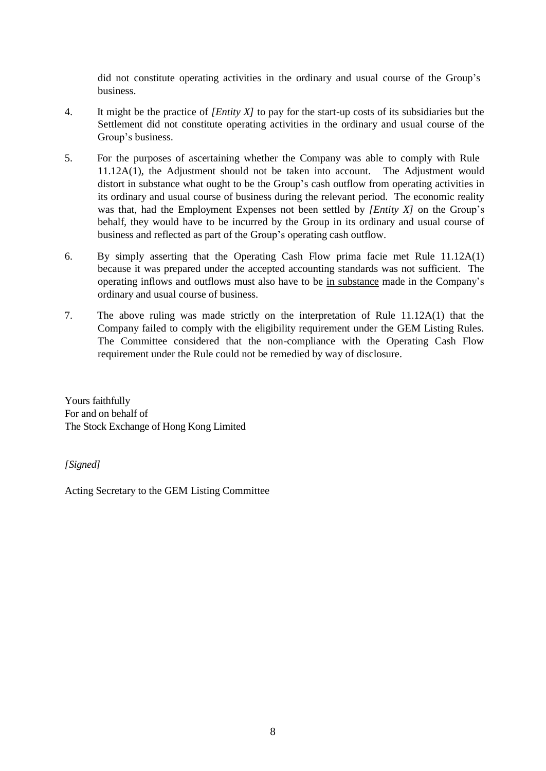did not constitute operating activities in the ordinary and usual course of the Group's business.

4. It might be the practice of *[Entity X]* to pay for the start-up costs of its subsidiaries but the Settlement did not constitute operating activities in the ordinary and usual course of the Group's business.

5. For the purposes of ascertaining whether the Company was able to comply with Rule 11.12A(1), the Adjustment should not be taken into account. The Adjustment would distort in substance what ought to be the Group's cash outflow from operating activities in its ordinary and usual course of business during the relevant period. The economic reality was that, had the Employment Expenses not been settled by *[Entity X]* on the Group's behalf, they would have to be incurred by the Group in its ordinary and usual course of business and reflected as part of the Group's operating cash outflow.

6. By simply asserting that the Operating Cash Flow prima facie met Rule 11.12A(1) because it was prepared under the accepted accounting standards was not sufficient. The operating inflows and outflows must also have to be <u>in substance</u> made in the Company's ordinary and usual course of business.

7. The above ruling was made strictly on the interpretation of Rule 11.12A(1) that the Company failed to comply with the eligibility requirement under the GEM Listing Rules. The Committee considered that the non-compliance with the Operating Cash Flow requirement under the Rule could not be remedied by way of disclosure.

Yours faithfully
For and on behalf of
The Stock Exchange of Hong Kong Limited

*[Signed]*

Acting Secretary to the GEM Listing Committee